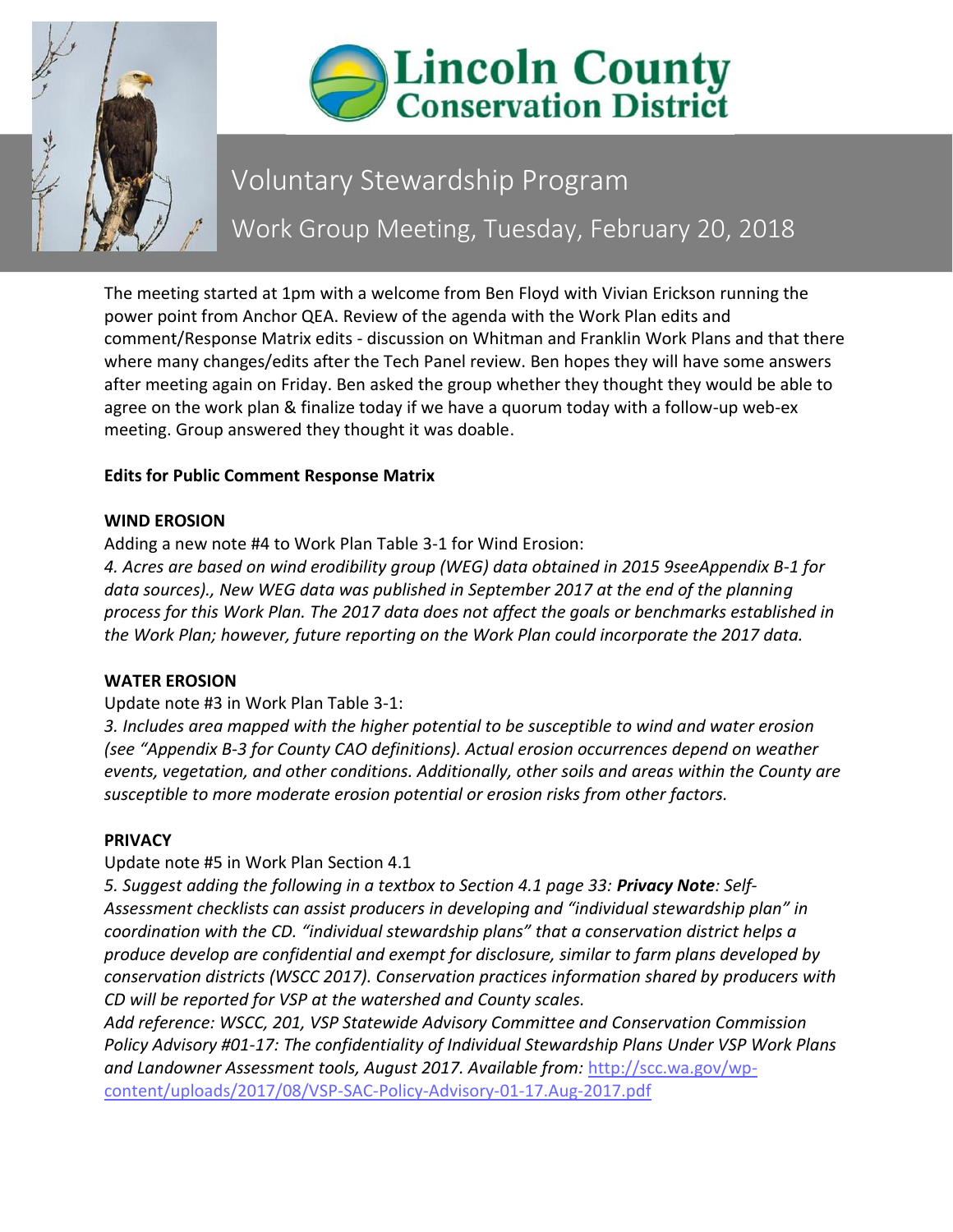# Lincoln County Conservation District

## Voluntary Stewardship Program

## Work Group Meeting, Tuesday, February 20, 2018

The meeting started at 1pm with a welcome from Ben Floyd with Vivian Erickson running the power point from Anchor QEA. Review of the agenda with the Work Plan edits and comment/Response Matrix edits - discussion on Whitman and Franklin Work Plans and that there where many changes/edits after the Tech Panel review. Ben hopes they will have some answers after meeting again on Friday. Ben asked the group whether they thought they would be able to agree on the work plan & finalize today if we have a quorum today with a follow-up web-ex meeting. Group answered they thought it was doable.

**Edits for Public Comment Response Matrix**

**WIND EROSION**

Adding a new note #4 to Work Plan Table 3-1 for Wind Erosion:

*4. Acres are based on wind erodibility group (WEG) data obtained in 2015 9seeAppendix B-1 for data sources)., New WEG data was published in September 2017 at the end of the planning process for this Work Plan. The 2017 data does not affect the goals or benchmarks established in the Work Plan; however, future reporting on the Work Plan could incorporate the 2017 data.*

**WATER EROSION**

Update note #3 in Work Plan Table 3-1:

*3. Includes area mapped with the higher potential to be susceptible to wind and water erosion (see "Appendix B-3 for County CAO definitions). Actual erosion occurrences depend on weather events, vegetation, and other conditions. Additionally, other soils and areas within the County are susceptible to more moderate erosion potential or erosion risks from other factors.*

**PRIVACY**

Update note #5 in Work Plan Section 4.1

*5. Suggest adding the following in a textbox to Section 4.1 page 33: **Privacy Note**: Self-Assessment checklists can assist producers in developing and "individual stewardship plan" in coordination with the CD. "individual stewardship plans" that a conservation district helps a produce develop are confidential and exempt for disclosure, similar to farm plans developed by conservation districts (WSCC 2017). Conservation practices information shared by producers with CD will be reported for VSP at the watershed and County scales.*

*Add reference: WSCC, 201, VSP Statewide Advisory Committee and Conservation Commission Policy Advisory #01-17: The confidentiality of Individual Stewardship Plans Under VSP Work Plans and Landowner Assessment tools, August 2017. Available from:* http://scc.wa.gov/wp-content/uploads/2017/08/VSP-SAC-Policy-Advisory-01-17.Aug-2017.pdf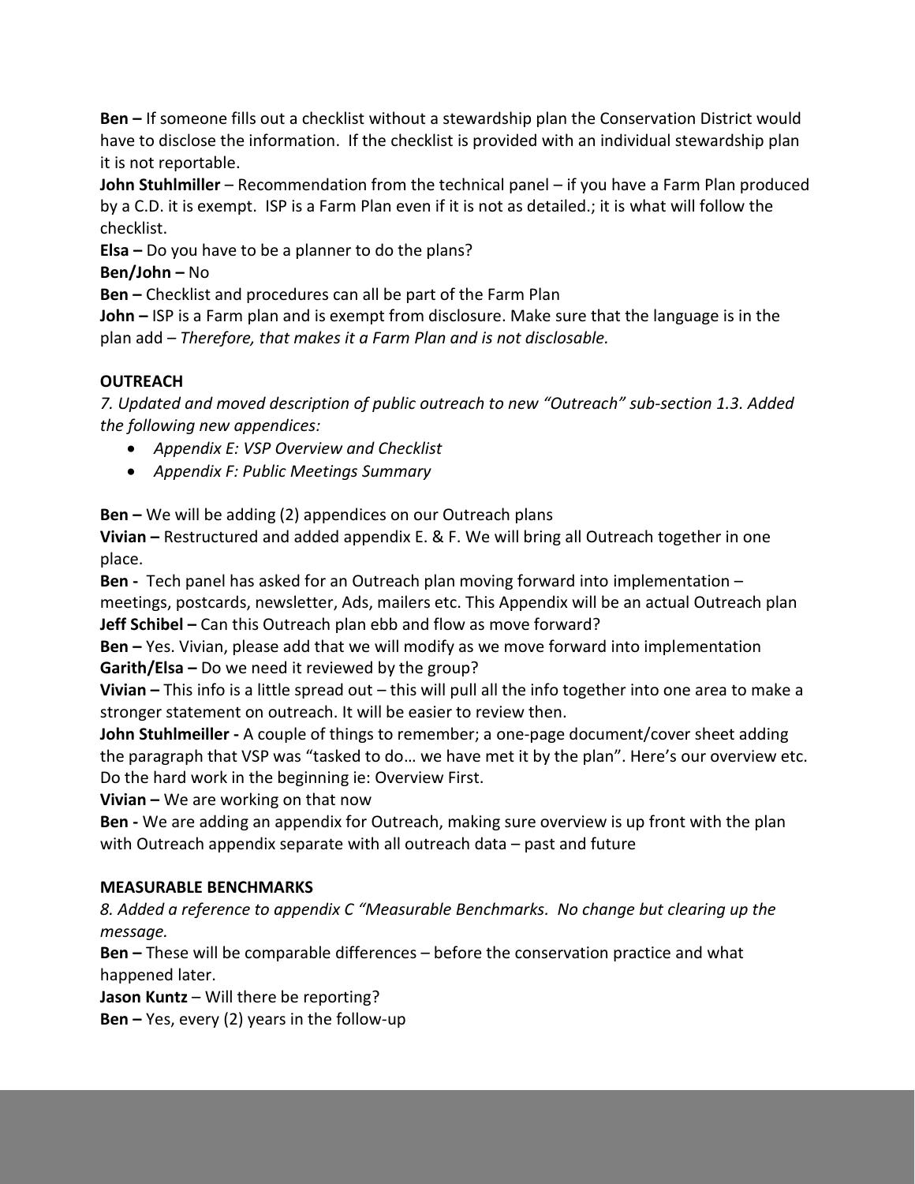**Ben –** If someone fills out a checklist without a stewardship plan the Conservation District would have to disclose the information. If the checklist is provided with an individual stewardship plan it is not reportable.

**John Stuhlmiller** – Recommendation from the technical panel – if you have a Farm Plan produced by a C.D. it is exempt. ISP is a Farm Plan even if it is not as detailed.; it is what will follow the checklist.

**Elsa –** Do you have to be a planner to do the plans?

**Ben/John –** No

**Ben –** Checklist and procedures can all be part of the Farm Plan

**John –** ISP is a Farm plan and is exempt from disclosure. Make sure that the language is in the plan add – *Therefore, that makes it a Farm Plan and is not disclosable.*

**OUTREACH**

*7. Updated and moved description of public outreach to new "Outreach" sub-section 1.3. Added the following new appendices:*

- *Appendix E: VSP Overview and Checklist*
- *Appendix F: Public Meetings Summary*

**Ben –** We will be adding (2) appendices on our Outreach plans

**Vivian –** Restructured and added appendix E. & F. We will bring all Outreach together in one place.

**Ben -** Tech panel has asked for an Outreach plan moving forward into implementation – meetings, postcards, newsletter, Ads, mailers etc. This Appendix will be an actual Outreach plan

**Jeff Schibel –** Can this Outreach plan ebb and flow as move forward?

**Ben –** Yes. Vivian, please add that we will modify as we move forward into implementation

**Garith/Elsa –** Do we need it reviewed by the group?

**Vivian –** This info is a little spread out – this will pull all the info together into one area to make a stronger statement on outreach. It will be easier to review then.

**John Stuhlmeiller -** A couple of things to remember; a one-page document/cover sheet adding the paragraph that VSP was "tasked to do… we have met it by the plan". Here's our overview etc. Do the hard work in the beginning ie: Overview First.

**Vivian –** We are working on that now

**Ben -** We are adding an appendix for Outreach, making sure overview is up front with the plan with Outreach appendix separate with all outreach data – past and future

**MEASURABLE BENCHMARKS**

*8. Added a reference to appendix C "Measurable Benchmarks. No change but clearing up the message.*

**Ben –** These will be comparable differences – before the conservation practice and what happened later.

**Jason Kuntz** – Will there be reporting?

**Ben –** Yes, every (2) years in the follow-up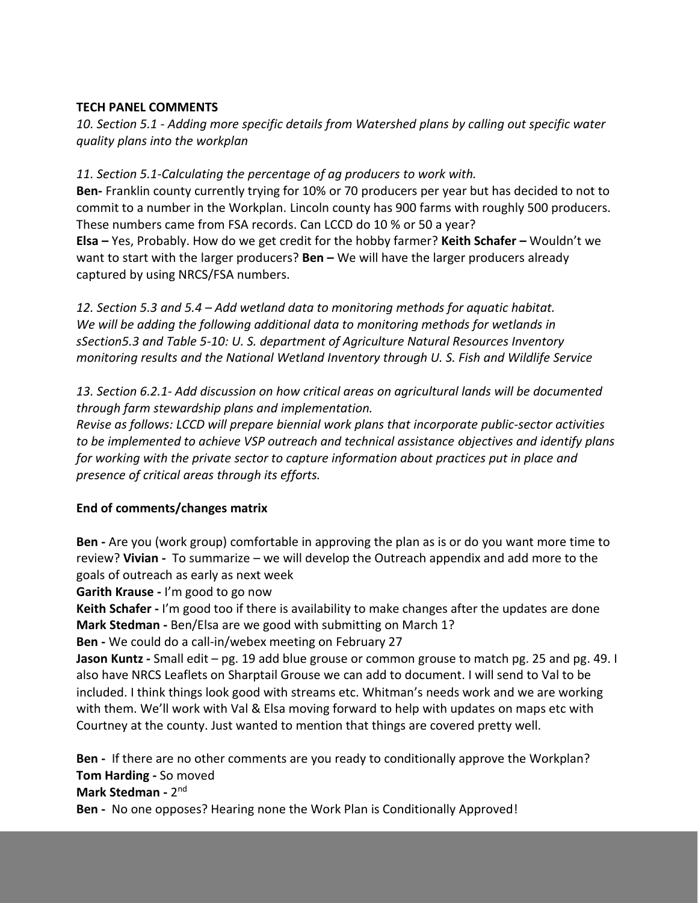**TECH PANEL COMMENTS**

*10. Section 5.1 - Adding more specific details from Watershed plans by calling out specific water quality plans into the workplan*

*11. Section 5.1-Calculating the percentage of ag producers to work with.*

**Ben-** Franklin county currently trying for 10% or 70 producers per year but has decided to not to commit to a number in the Workplan. Lincoln county has 900 farms with roughly 500 producers. These numbers came from FSA records. Can LCCD do 10 % or 50 a year?

**Elsa –** Yes, Probably. How do we get credit for the hobby farmer? **Keith Schafer –** Wouldn't we want to start with the larger producers? **Ben –** We will have the larger producers already captured by using NRCS/FSA numbers.

*12. Section 5.3 and 5.4 – Add wetland data to monitoring methods for aquatic habitat. We will be adding the following additional data to monitoring methods for wetlands in sSection5.3 and Table 5-10: U. S. department of Agriculture Natural Resources Inventory monitoring results and the National Wetland Inventory through U. S. Fish and Wildlife Service*

*13. Section 6.2.1- Add discussion on how critical areas on agricultural lands will be documented through farm stewardship plans and implementation.*

*Revise as follows: LCCD will prepare biennial work plans that incorporate public-sector activities to be implemented to achieve VSP outreach and technical assistance objectives and identify plans for working with the private sector to capture information about practices put in place and presence of critical areas through its efforts.*

**End of comments/changes matrix**

**Ben -** Are you (work group) comfortable in approving the plan as is or do you want more time to review? **Vivian -** To summarize – we will develop the Outreach appendix and add more to the goals of outreach as early as next week

**Garith Krause -** I'm good to go now

**Keith Schafer -** I'm good too if there is availability to make changes after the updates are done

**Mark Stedman -** Ben/Elsa are we good with submitting on March 1?

**Ben -** We could do a call-in/webex meeting on February 27

**Jason Kuntz -** Small edit – pg. 19 add blue grouse or common grouse to match pg. 25 and pg. 49. I also have NRCS Leaflets on Sharptail Grouse we can add to document. I will send to Val to be included. I think things look good with streams etc. Whitman's needs work and we are working with them. We'll work with Val & Elsa moving forward to help with updates on maps etc with Courtney at the county. Just wanted to mention that things are covered pretty well.

**Ben -** If there are no other comments are you ready to conditionally approve the Workplan?

**Tom Harding -** So moved

**Mark Stedman -** 2nd

**Ben -** No one opposes? Hearing none the Work Plan is Conditionally Approved!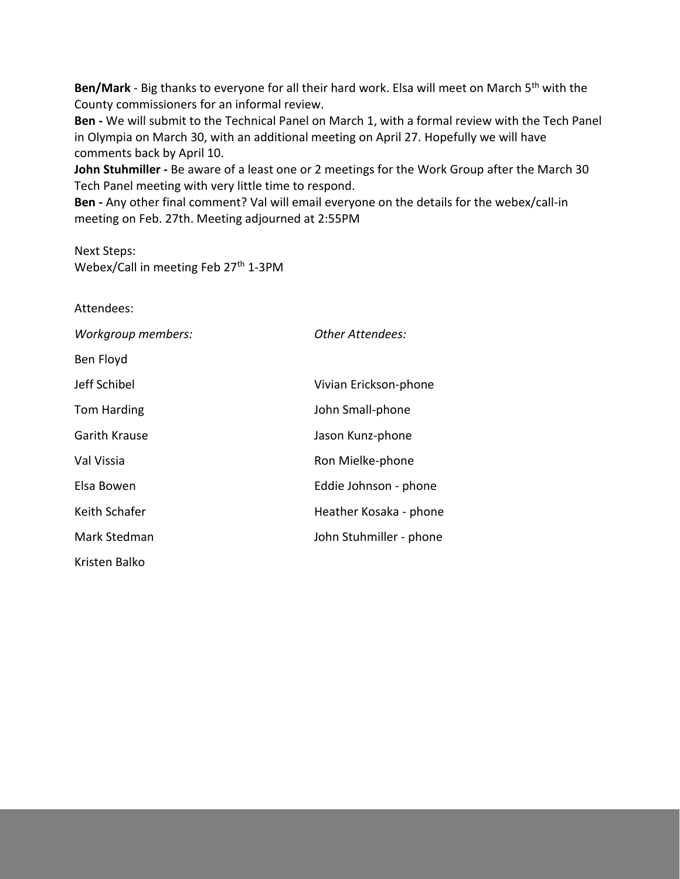**Ben/Mark** - Big thanks to everyone for all their hard work. Elsa will meet on March 5th with the County commissioners for an informal review.

**Ben -** We will submit to the Technical Panel on March 1, with a formal review with the Tech Panel in Olympia on March 30, with an additional meeting on April 27. Hopefully we will have comments back by April 10.

**John Stuhmiller -** Be aware of a least one or 2 meetings for the Work Group after the March 30 Tech Panel meeting with very little time to respond.

**Ben -** Any other final comment? Val will email everyone on the details for the webex/call-in meeting on Feb. 27th. Meeting adjourned at 2:55PM

Next Steps:
Webex/Call in meeting Feb 27th 1-3PM

Attendees:

| *Workgroup members:* | *Other Attendees:* |
|---|---|
| Ben Floyd | |
| Jeff Schibel | Vivian Erickson-phone |
| Tom Harding | John Small-phone |
| Garith Krause | Jason Kunz-phone |
| Val Vissia | Ron Mielke-phone |
| Elsa Bowen | Eddie Johnson - phone |
| Keith Schafer | Heather Kosaka - phone |
| Mark Stedman | John Stuhmiller - phone |
| Kristen Balko | |